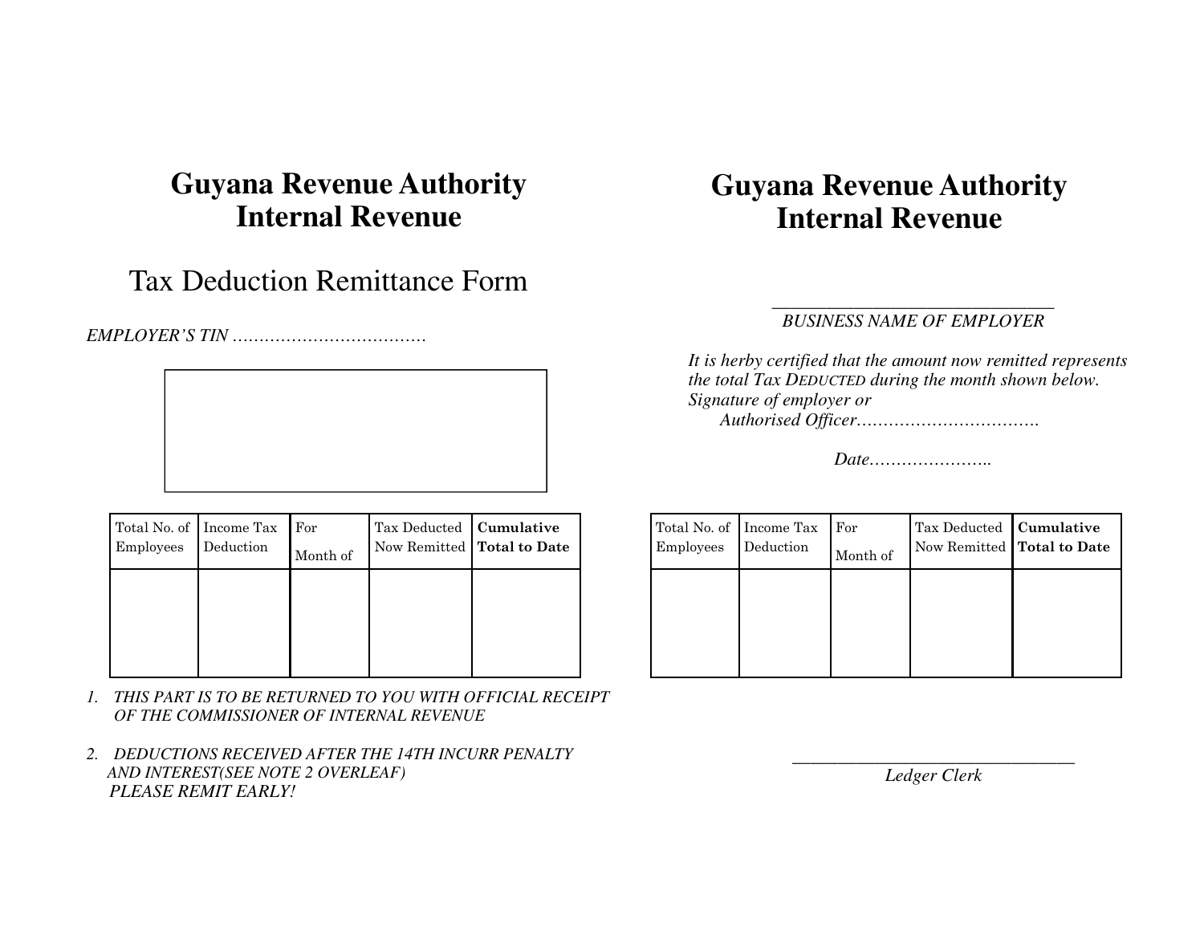# Guyana Revenue Authority
# Internal Revenue

## Tax Deduction Remittance Form

*EMPLOYER'S TIN ………………………………*

| Total No. of Employees | Income Tax Deduction | For Month of | Tax Deducted Now Remitted | **Cumulative Total to Date** |
|---|---|---|---|---|
| | | | | |

1. *THIS PART IS TO BE RETURNED TO YOU WITH OFFICIAL RECEIPT OF THE COMMISSIONER OF INTERNAL REVENUE*

2. *DEDUCTIONS RECEIVED AFTER THE 14TH INCURR PENALTY AND INTEREST(SEE NOTE 2 OVERLEAF) PLEASE REMIT EARLY!*

# Guyana Revenue Authority
# Internal Revenue

______________________________

*BUSINESS NAME OF EMPLOYER*

*It is herby certified that the amount now remitted represents the total Tax DEDUCTED during the month shown below.*

*Signature of employer or Authorised Officer…………………………….*

*Date…………………..*

| Total No. of Employees | Income Tax Deduction | For Month of | Tax Deducted Now Remitted | **Cumulative Total to Date** |
|---|---|---|---|---|
| | | | | |

______________________________

*Ledger Clerk*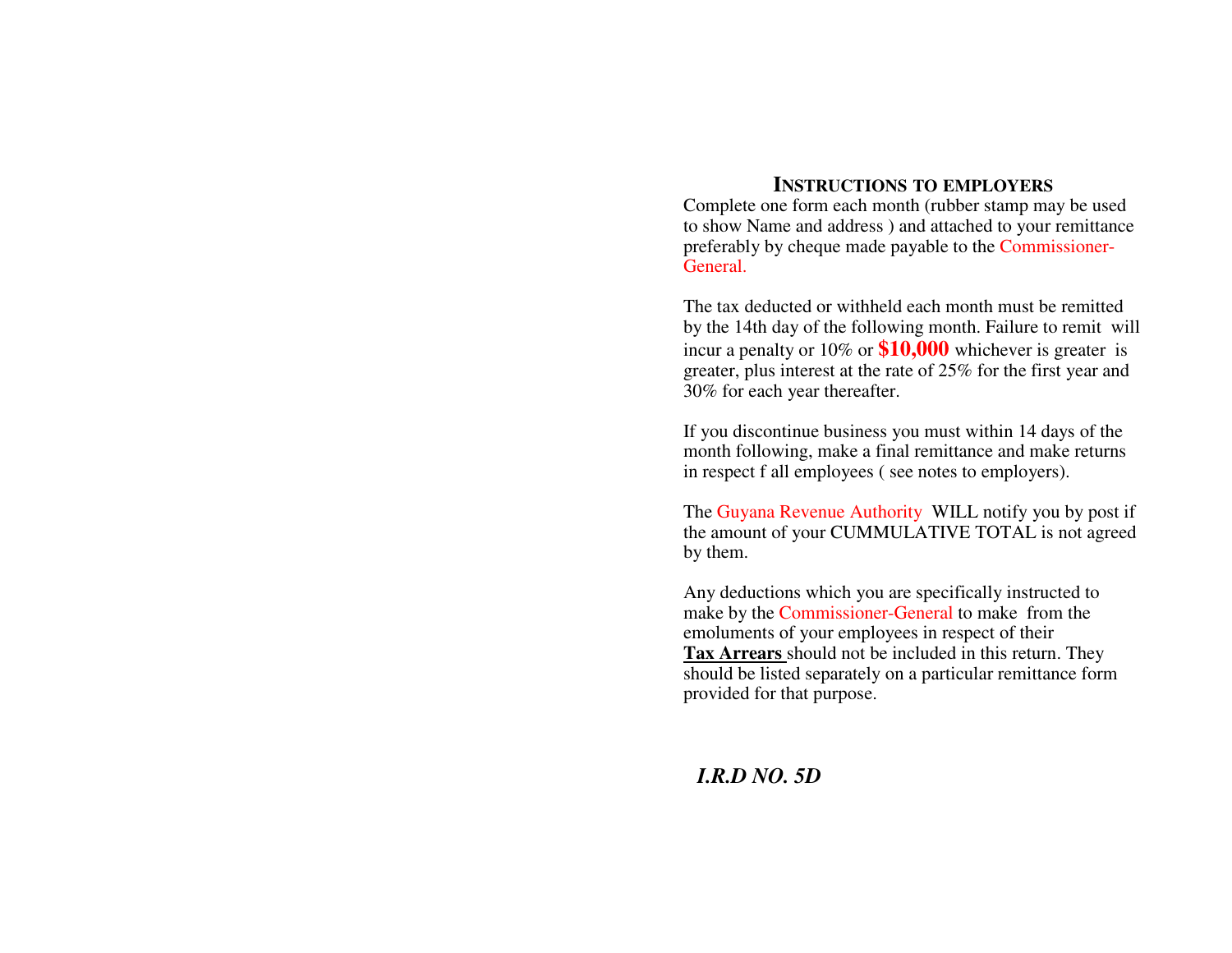## INSTRUCTIONS TO EMPLOYERS

Complete one form each month (rubber stamp may be used to show Name and address ) and attached to your remittance preferably by cheque made payable to the Commissioner-General.

The tax deducted or withheld each month must be remitted by the 14th day of the following month. Failure to remit will incur a penalty or 10% or **$10,000** whichever is greater is greater, plus interest at the rate of 25% for the first year and 30% for each year thereafter.

If you discontinue business you must within 14 days of the month following, make a final remittance and make returns in respect f all employees ( see notes to employers).

The Guyana Revenue Authority WILL notify you by post if the amount of your CUMMULATIVE TOTAL is not agreed by them.

Any deductions which you are specifically instructed to make by the Commissioner-General to make from the emoluments of your employees in respect of their **Tax Arrears** should not be included in this return. They should be listed separately on a particular remittance form provided for that purpose.

***I.R.D NO. 5D***